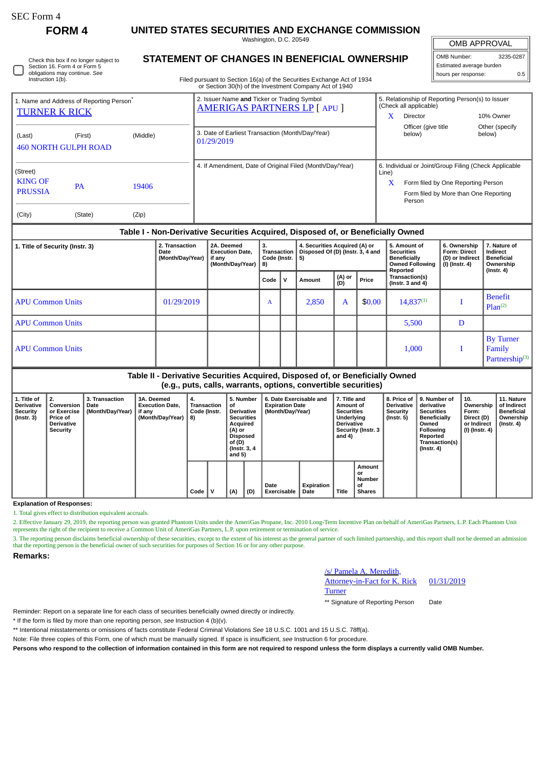SEC Form 4

# FORM 4

## UNITED STATES SECURITIES AND EXCHANGE COMMISSION

Washington, D.C. 20549

| OMB APPROVAL | |
|---|---|
| OMB Number: | 3235-0287 |
| Estimated average burden | |
| hours per response: | 0.5 |

☐ Check this box if no longer subject to Section 16. Form 4 or Form 5 obligations may continue. *See* Instruction 1(b).

## STATEMENT OF CHANGES IN BENEFICIAL OWNERSHIP

Filed pursuant to Section 16(a) of the Securities Exchange Act of 1934 or Section 30(h) of the Investment Company Act of 1940

1. Name and Address of Reporting Person*
TURNER K RICK

(Last) (First) (Middle)
460 NORTH GULPH ROAD

(Street)
KING OF PRUSSIA PA 19406

(City) (State) (Zip)

2. Issuer Name and Ticker or Trading Symbol
AMERIGAS PARTNERS LP [ APU ]

3. Date of Earliest Transaction (Month/Day/Year)
01/29/2019

4. If Amendment, Date of Original Filed (Month/Day/Year)

5. Relationship of Reporting Person(s) to Issuer (Check all applicable)
X Director
10% Owner
Officer (give title below)
Other (specify below)

6. Individual or Joint/Group Filing (Check Applicable Line)
X Form filed by One Reporting Person
Form filed by More than One Reporting Person

### Table I - Non-Derivative Securities Acquired, Disposed of, or Beneficially Owned

| 1. Title of Security (Instr. 3) | 2. Transaction Date (Month/Day/Year) | 2A. Deemed Execution Date, if any (Month/Day/Year) | 3. Transaction Code (Instr. 8) | | 4. Securities Acquired (A) or Disposed Of (D) (Instr. 3, 4 and 5) | | | 5. Amount of Securities Beneficially Owned Following Reported Transaction(s) (Instr. 3 and 4) | 6. Ownership Form: Direct (D) or Indirect (I) (Instr. 4) | 7. Nature of Indirect Beneficial Ownership (Instr. 4) |
|---|---|---|---|---|---|---|---|---|---|---|
| | | | Code | V | Amount | (A) or (D) | Price | | | |
| APU Common Units | 01/29/2019 | | A | | 2,850 | A | $0.00 | 14,837[1] | I | Benefit Plan[2] |
| APU Common Units | | | | | | | | 5,500 | D | |
| APU Common Units | | | | | | | | 1,000 | I | By Turner Family Partnership[3] |

### Table II - Derivative Securities Acquired, Disposed of, or Beneficially Owned (e.g., puts, calls, warrants, options, convertible securities)

| 1. Title of Derivative Security (Instr. 3) | 2. Conversion or Exercise Price of Derivative Security | 3. Transaction Date (Month/Day/Year) | 3A. Deemed Execution Date, if any (Month/Day/Year) | 4. Transaction Code (Instr. 8) | | 5. Number of Derivative Securities Acquired (A) or Disposed of (D) (Instr. 3, 4 and 5) | | 6. Date Exercisable and Expiration Date (Month/Day/Year) | | 7. Title and Amount of Securities Underlying Derivative Security (Instr. 3 and 4) | | 8. Price of Derivative Security (Instr. 5) | 9. Number of derivative Securities Beneficially Owned Following Reported Transaction(s) (Instr. 4) | 10. Ownership Form: Direct (D) or Indirect (I) (Instr. 4) | 11. Nature of Indirect Beneficial Ownership (Instr. 4) |
|---|---|---|---|---|---|---|---|---|---|---|---|---|---|---|---|
| | | | | Code | V | (A) | (D) | Date Exercisable | Expiration Date | Title | Amount or Number of Shares | | | | |

**Explanation of Responses:**

1. Total gives effect to distribution equivalent accruals.

2. Effective January 29, 2019, the reporting person was granted Phantom Units under the AmeriGas Propane, Inc. 2010 Long-Term Incentive Plan on behalf of AmeriGas Partners, L.P. Each Phantom Unit represents the right of the recipient to receive a Common Unit of AmeriGas Partners, L.P. upon retirement or termination of service.

3. The reporting person disclaims beneficial ownership of these securities, except to the extent of his interest as the general partner of such limited partnership, and this report shall not be deemed an admission that the reporting person is the beneficial owner of such securities for purposes of Section 16 or for any other purpose.

**Remarks:**

/s/ Pamela A. Meredith, Attorney-in-Fact for K. Rick Turner — 01/31/2019

** Signature of Reporting Person — Date

Reminder: Report on a separate line for each class of securities beneficially owned directly or indirectly.

* If the form is filed by more than one reporting person, *see* Instruction 4 (b)(v).

** Intentional misstatements or omissions of facts constitute Federal Criminal Violations *See* 18 U.S.C. 1001 and 15 U.S.C. 78ff(a).

Note: File three copies of this Form, one of which must be manually signed. If space is insufficient, *see* Instruction 6 for procedure.

**Persons who respond to the collection of information contained in this form are not required to respond unless the form displays a currently valid OMB Number.**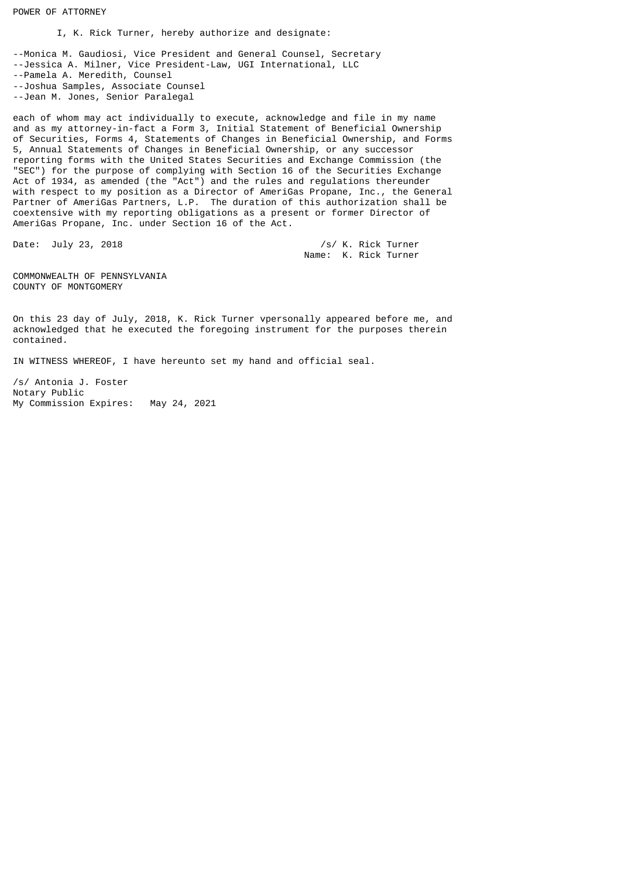POWER OF ATTORNEY

I, K. Rick Turner, hereby authorize and designate:

--Monica M. Gaudiosi, Vice President and General Counsel, Secretary
--Jessica A. Milner, Vice President-Law, UGI International, LLC
--Pamela A. Meredith, Counsel
--Joshua Samples, Associate Counsel
--Jean M. Jones, Senior Paralegal

each of whom may act individually to execute, acknowledge and file in my name and as my attorney-in-fact a Form 3, Initial Statement of Beneficial Ownership of Securities, Forms 4, Statements of Changes in Beneficial Ownership, and Forms 5, Annual Statements of Changes in Beneficial Ownership, or any successor reporting forms with the United States Securities and Exchange Commission (the "SEC") for the purpose of complying with Section 16 of the Securities Exchange Act of 1934, as amended (the "Act") and the rules and regulations thereunder with respect to my position as a Director of AmeriGas Propane, Inc., the General Partner of AmeriGas Partners, L.P. The duration of this authorization shall be coextensive with my reporting obligations as a present or former Director of AmeriGas Propane, Inc. under Section 16 of the Act.

Date: July 23, 2018

/s/ K. Rick Turner
Name: K. Rick Turner

COMMONWEALTH OF PENNSYLVANIA
COUNTY OF MONTGOMERY

On this 23 day of July, 2018, K. Rick Turner vpersonally appeared before me, and acknowledged that he executed the foregoing instrument for the purposes therein contained.

IN WITNESS WHEREOF, I have hereunto set my hand and official seal.

/s/ Antonia J. Foster
Notary Public
My Commission Expires: May 24, 2021